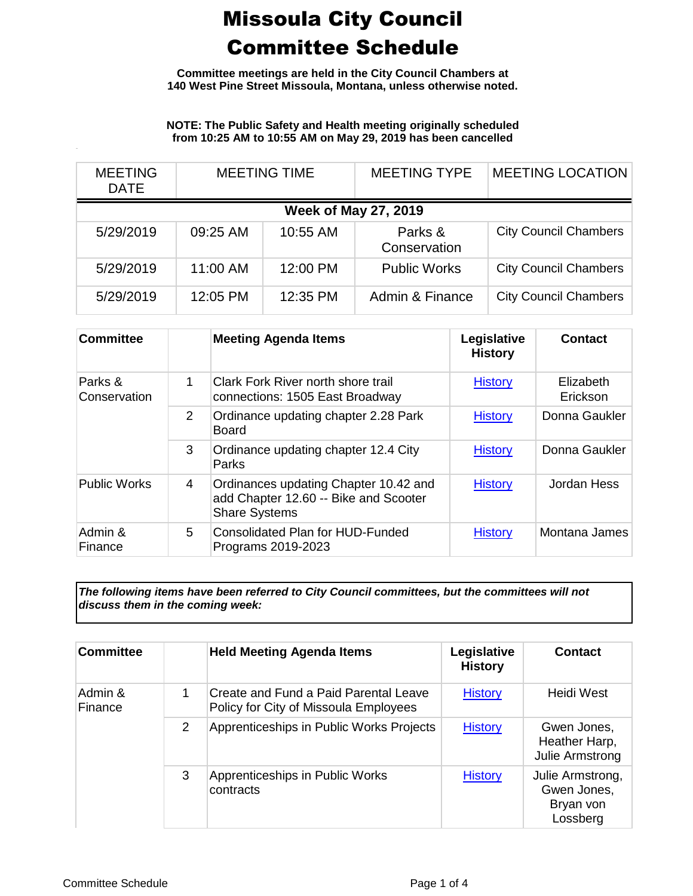# Missoula City Council Committee Schedule

**Committee meetings are held in the City Council Chambers at 140 West Pine Street Missoula, Montana, unless otherwise noted.**

**NOTE: The Public Safety and Health meeting originally scheduled from 10:25 AM to 10:55 AM on May 29, 2019 has been cancelled**

| MEETING DATE | MEETING TIME | | MEETING TYPE | MEETING LOCATION |
|---|---|---|---|---|
| **Week of May 27, 2019** | | | | |
| 5/29/2019 | 09:25 AM | 10:55 AM | Parks & Conservation | City Council Chambers |
| 5/29/2019 | 11:00 AM | 12:00 PM | Public Works | City Council Chambers |
| 5/29/2019 | 12:05 PM | 12:35 PM | Admin & Finance | City Council Chambers |

| Committee | | Meeting Agenda Items | Legislative History | Contact |
|---|---|---|---|---|
| Parks & Conservation | 1 | Clark Fork River north shore trail connections: 1505 East Broadway | History | Elizabeth Erickson |
| | 2 | Ordinance updating chapter 2.28 Park Board | History | Donna Gaukler |
| | 3 | Ordinance updating chapter 12.4 City Parks | History | Donna Gaukler |
| Public Works | 4 | Ordinances updating Chapter 10.42 and add Chapter 12.60 -- Bike and Scooter Share Systems | History | Jordan Hess |
| Admin & Finance | 5 | Consolidated Plan for HUD-Funded Programs 2019-2023 | History | Montana James |

***The following items have been referred to City Council committees, but the committees will not discuss them in the coming week:***

| Committee | | Held Meeting Agenda Items | Legislative History | Contact |
|---|---|---|---|---|
| Admin & Finance | 1 | Create and Fund a Paid Parental Leave Policy for City of Missoula Employees | History | Heidi West |
| | 2 | Apprenticeships in Public Works Projects | History | Gwen Jones, Heather Harp, Julie Armstrong |
| | 3 | Apprenticeships in Public Works contracts | History | Julie Armstrong, Gwen Jones, Bryan von Lossberg |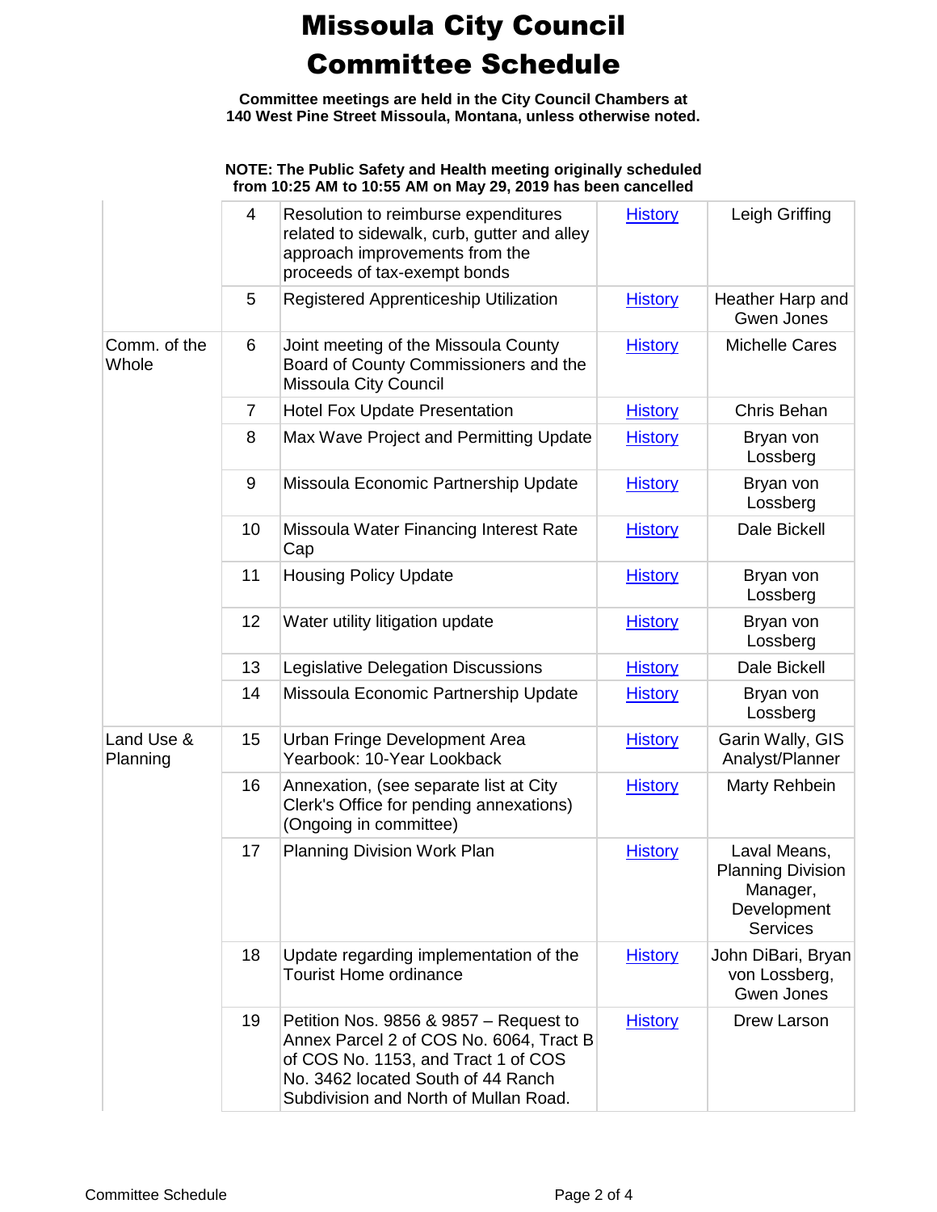# Missoula City Council Committee Schedule

**Committee meetings are held in the City Council Chambers at 140 West Pine Street Missoula, Montana, unless otherwise noted.**

**NOTE: The Public Safety and Health meeting originally scheduled from 10:25 AM to 10:55 AM on May 29, 2019 has been cancelled**

| | | | | |
|---|---|---|---|---|
| | 4 | Resolution to reimburse expenditures related to sidewalk, curb, gutter and alley approach improvements from the proceeds of tax-exempt bonds | History | Leigh Griffing |
| | 5 | Registered Apprenticeship Utilization | History | Heather Harp and Gwen Jones |
| Comm. of the Whole | 6 | Joint meeting of the Missoula County Board of County Commissioners and the Missoula City Council | History | Michelle Cares |
| | 7 | Hotel Fox Update Presentation | History | Chris Behan |
| | 8 | Max Wave Project and Permitting Update | History | Bryan von Lossberg |
| | 9 | Missoula Economic Partnership Update | History | Bryan von Lossberg |
| | 10 | Missoula Water Financing Interest Rate Cap | History | Dale Bickell |
| | 11 | Housing Policy Update | History | Bryan von Lossberg |
| | 12 | Water utility litigation update | History | Bryan von Lossberg |
| | 13 | Legislative Delegation Discussions | History | Dale Bickell |
| | 14 | Missoula Economic Partnership Update | History | Bryan von Lossberg |
| Land Use & Planning | 15 | Urban Fringe Development Area Yearbook: 10-Year Lookback | History | Garin Wally, GIS Analyst/Planner |
| | 16 | Annexation, (see separate list at City Clerk's Office for pending annexations) (Ongoing in committee) | History | Marty Rehbein |
| | 17 | Planning Division Work Plan | History | Laval Means, Planning Division Manager, Development Services |
| | 18 | Update regarding implementation of the Tourist Home ordinance | History | John DiBari, Bryan von Lossberg, Gwen Jones |
| | 19 | Petition Nos. 9856 & 9857 – Request to Annex Parcel 2 of COS No. 6064, Tract B of COS No. 1153, and Tract 1 of COS No. 3462 located South of 44 Ranch Subdivision and North of Mullan Road. | History | Drew Larson |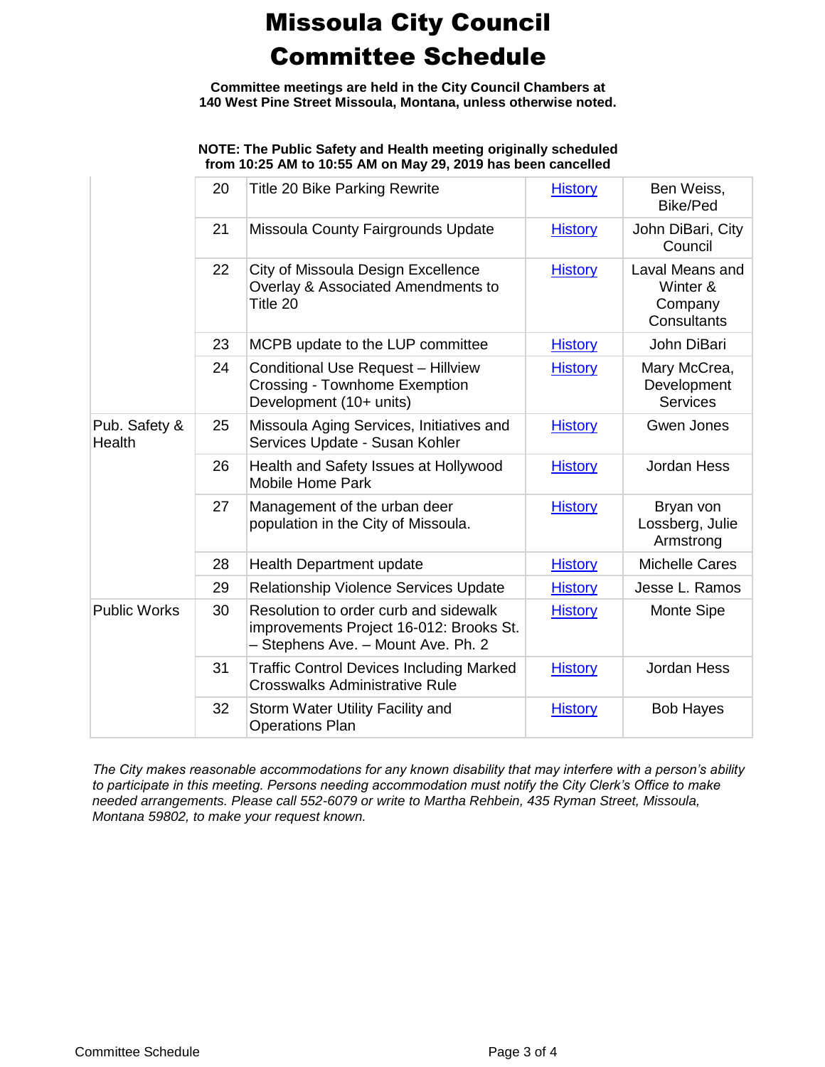# Missoula City Council Committee Schedule

**Committee meetings are held in the City Council Chambers at 140 West Pine Street Missoula, Montana, unless otherwise noted.**

**NOTE: The Public Safety and Health meeting originally scheduled from 10:25 AM to 10:55 AM on May 29, 2019 has been cancelled**

| | | | | |
|---|---|---|---|---|
| | 20 | Title 20 Bike Parking Rewrite | History | Ben Weiss, Bike/Ped |
| | 21 | Missoula County Fairgrounds Update | History | John DiBari, City Council |
| | 22 | City of Missoula Design Excellence Overlay & Associated Amendments to Title 20 | History | Laval Means and Winter & Company Consultants |
| | 23 | MCPB update to the LUP committee | History | John DiBari |
| | 24 | Conditional Use Request – Hillview Crossing - Townhome Exemption Development (10+ units) | History | Mary McCrea, Development Services |
| Pub. Safety & Health | 25 | Missoula Aging Services, Initiatives and Services Update - Susan Kohler | History | Gwen Jones |
| | 26 | Health and Safety Issues at Hollywood Mobile Home Park | History | Jordan Hess |
| | 27 | Management of the urban deer population in the City of Missoula. | History | Bryan von Lossberg, Julie Armstrong |
| | 28 | Health Department update | History | Michelle Cares |
| | 29 | Relationship Violence Services Update | History | Jesse L. Ramos |
| Public Works | 30 | Resolution to order curb and sidewalk improvements Project 16-012: Brooks St. – Stephens Ave. – Mount Ave. Ph. 2 | History | Monte Sipe |
| | 31 | Traffic Control Devices Including Marked Crosswalks Administrative Rule | History | Jordan Hess |
| | 32 | Storm Water Utility Facility and Operations Plan | History | Bob Hayes |

*The City makes reasonable accommodations for any known disability that may interfere with a person's ability to participate in this meeting. Persons needing accommodation must notify the City Clerk's Office to make needed arrangements. Please call 552-6079 or write to Martha Rehbein, 435 Ryman Street, Missoula, Montana 59802, to make your request known.*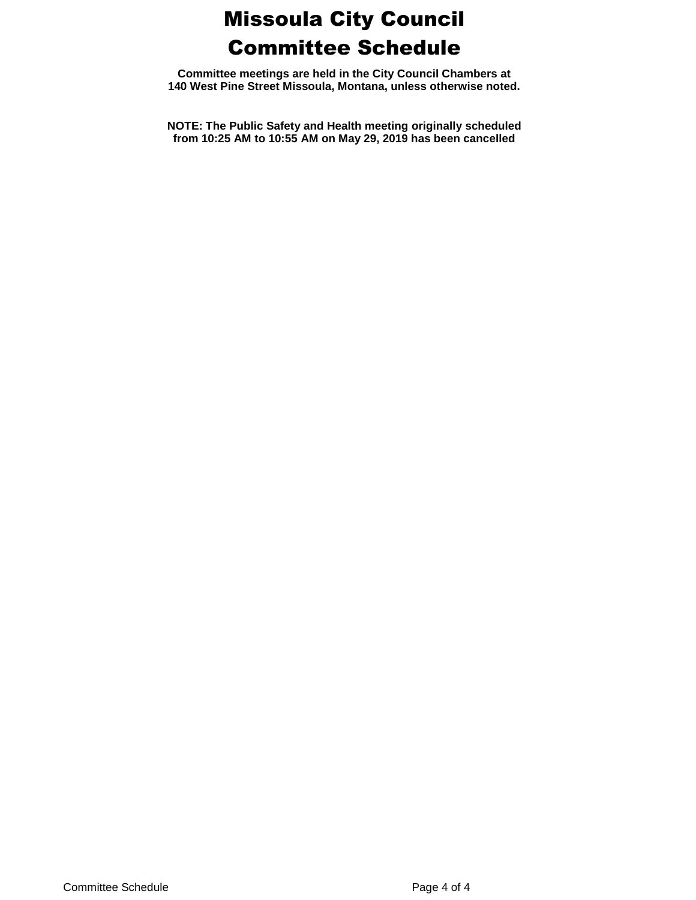# Missoula City Council
# Committee Schedule

**Committee meetings are held in the City Council Chambers at 140 West Pine Street Missoula, Montana, unless otherwise noted.**

**NOTE: The Public Safety and Health meeting originally scheduled from 10:25 AM to 10:55 AM on May 29, 2019 has been cancelled**